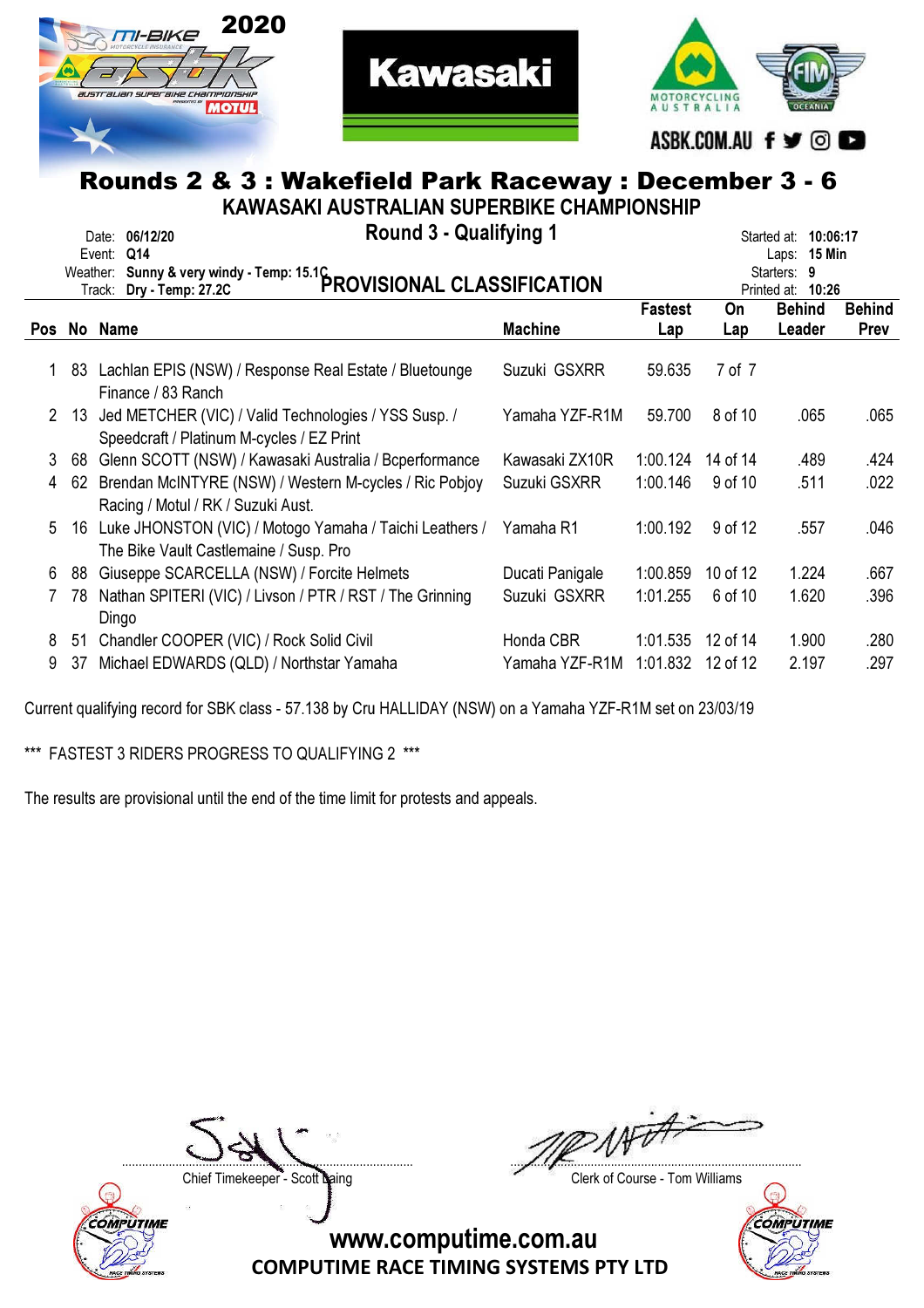# Rounds 2 & 3 : Wakefield Park Raceway : December 3 - 6

## KAWASAKI AUSTRALIAN SUPERBIKE CHAMPIONSHIP

## Round 3 - Qualifying 1

Date: 06/12/20
Event: Q14
Weather: Sunny & very windy - Temp: 15.1C
Track: Dry - Temp: 27.2C

Started at: 10:06:17
Laps: 15 Min
Starters: 9
Printed at: 10:26

### PROVISIONAL CLASSIFICATION

| Pos | No | Name | Machine | Fastest Lap | On Lap | Behind Leader | Behind Prev |
|---|---|---|---|---|---|---|---|
| 1 | 83 | Lachlan EPIS (NSW) / Response Real Estate / Bluetounge Finance / 83 Ranch | Suzuki GSXRR | 59.635 | 7 of 7 | | |
| 2 | 13 | Jed METCHER (VIC) / Valid Technologies / YSS Susp. / Speedcraft / Platinum M-cycles / EZ Print | Yamaha YZF-R1M | 59.700 | 8 of 10 | .065 | .065 |
| 3 | 68 | Glenn SCOTT (NSW) / Kawasaki Australia / Bcperformance | Kawasaki ZX10R | 1:00.124 | 14 of 14 | .489 | .424 |
| 4 | 62 | Brendan McINTYRE (NSW) / Western M-cycles / Ric Pobjoy Racing / Motul / RK / Suzuki Aust. | Suzuki GSXRR | 1:00.146 | 9 of 10 | .511 | .022 |
| 5 | 16 | Luke JHONSTON (VIC) / Motogo Yamaha / Taichi Leathers / The Bike Vault Castlemaine / Susp. Pro | Yamaha R1 | 1:00.192 | 9 of 12 | .557 | .046 |
| 6 | 88 | Giuseppe SCARCELLA (NSW) / Forcite Helmets | Ducati Panigale | 1:00.859 | 10 of 12 | 1.224 | .667 |
| 7 | 78 | Nathan SPITERI (VIC) / Livson / PTR / RST / The Grinning Dingo | Suzuki GSXRR | 1:01.255 | 6 of 10 | 1.620 | .396 |
| 8 | 51 | Chandler COOPER (VIC) / Rock Solid Civil | Honda CBR | 1:01.535 | 12 of 14 | 1.900 | .280 |
| 9 | 37 | Michael EDWARDS (QLD) / Northstar Yamaha | Yamaha YZF-R1M | 1:01.832 | 12 of 12 | 2.197 | .297 |

Current qualifying record for SBK class - 57.138 by Cru HALLIDAY (NSW) on a Yamaha YZF-R1M set on 23/03/19

*** FASTEST 3 RIDERS PROGRESS TO QUALIFYING 2 ***

The results are provisional until the end of the time limit for protests and appeals.

Chief Timekeeper - Scott Laing

Clerk of Course - Tom Williams

www.computime.com.au
COMPUTIME RACE TIMING SYSTEMS PTY LTD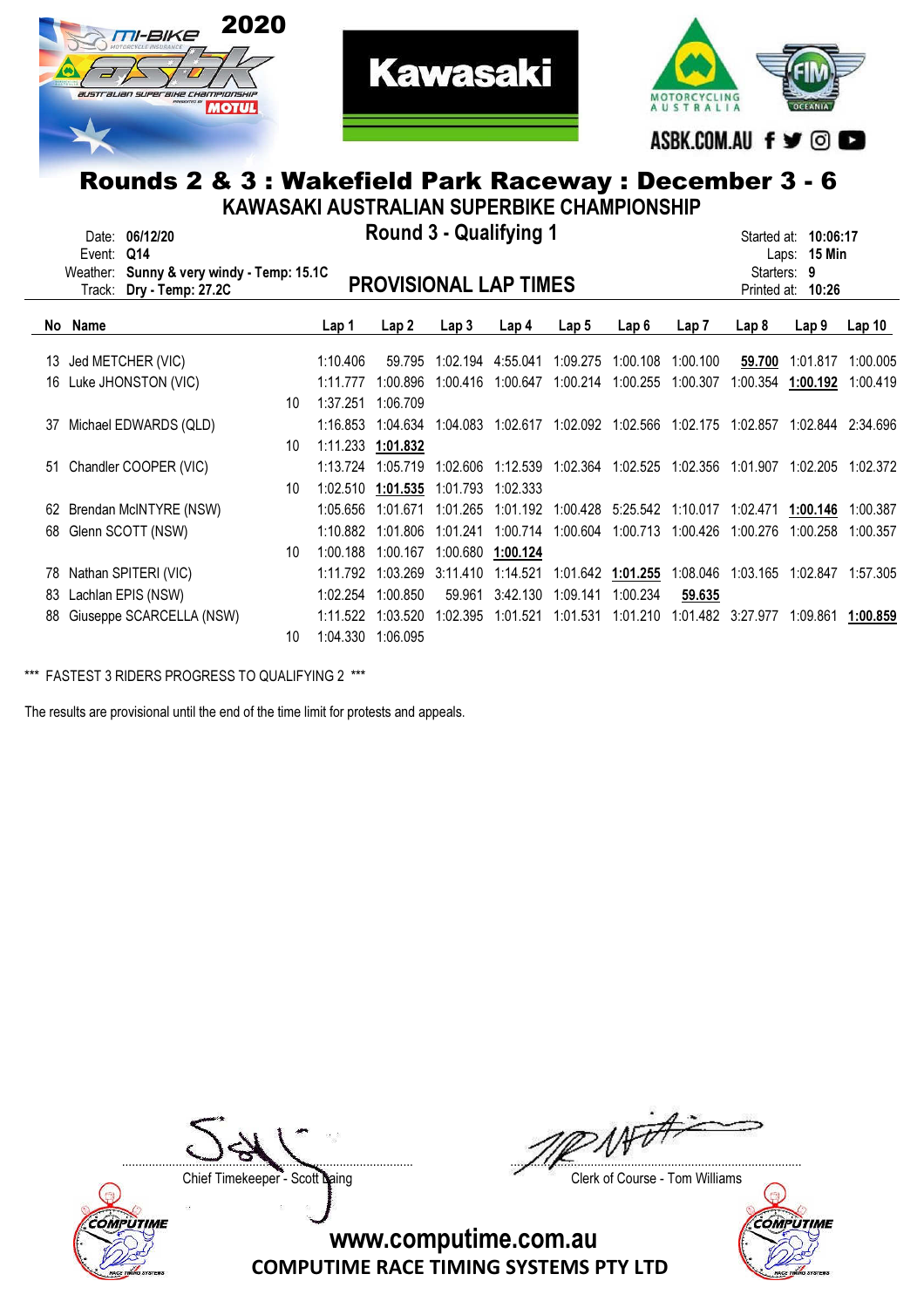# Rounds 2 & 3 : Wakefield Park Raceway : December 3 - 6

## KAWASAKI AUSTRALIAN SUPERBIKE CHAMPIONSHIP

Date: **06/12/20**
Event: **Q14**
Weather: **Sunny & very windy - Temp: 15.1C**
Track: **Dry - Temp: 27.2C**

### Round 3 - Qualifying 1

### PROVISIONAL LAP TIMES

Started at: **10:06:17**
Laps: **15 Min**
Starters: **9**
Printed at: **10:26**

| No | Name | | Lap 1 | Lap 2 | Lap 3 | Lap 4 | Lap 5 | Lap 6 | Lap 7 | Lap 8 | Lap 9 | Lap 10 |
|---|---|---|---|---|---|---|---|---|---|---|---|---|
| 13 | Jed METCHER (VIC) | | 1:10.406 | 59.795 | 1:02.194 | 4:55.041 | 1:09.275 | 1:00.108 | 1:00.100 | **59.700** | 1:01.817 | 1:00.005 |
| 16 | Luke JHONSTON (VIC) | | 1:11.777 | 1:00.896 | 1:00.416 | 1:00.647 | 1:00.214 | 1:00.255 | 1:00.307 | 1:00.354 | **1:00.192** | 1:00.419 |
| | | 10 | 1:37.251 | 1:06.709 | | | | | | | | |
| 37 | Michael EDWARDS (QLD) | | 1:16.853 | 1:04.634 | 1:04.083 | 1:02.617 | 1:02.092 | 1:02.566 | 1:02.175 | 1:02.857 | 1:02.844 | 2:34.696 |
| | | 10 | 1:11.233 | **1:01.832** | | | | | | | | |
| 51 | Chandler COOPER (VIC) | | 1:13.724 | 1:05.719 | 1:02.606 | 1:12.539 | 1:02.364 | 1:02.525 | 1:02.356 | 1:01.907 | 1:02.205 | 1:02.372 |
| | | 10 | 1:02.510 | **1:01.535** | 1:01.793 | 1:02.333 | | | | | | |
| 62 | Brendan McINTYRE (NSW) | | 1:05.656 | 1:01.671 | 1:01.265 | 1:01.192 | 1:00.428 | 5:25.542 | 1:10.017 | 1:02.471 | **1:00.146** | 1:00.387 |
| 68 | Glenn SCOTT (NSW) | | 1:10.882 | 1:01.806 | 1:01.241 | 1:00.714 | 1:00.604 | 1:00.713 | 1:00.426 | 1:00.276 | 1:00.258 | 1:00.357 |
| | | 10 | 1:00.188 | 1:00.167 | 1:00.680 | **1:00.124** | | | | | | |
| 78 | Nathan SPITERI (VIC) | | 1:11.792 | 1:03.269 | 3:11.410 | 1:14.521 | 1:01.642 | **1:01.255** | 1:08.046 | 1:03.165 | 1:02.847 | 1:57.305 |
| 83 | Lachlan EPIS (NSW) | | 1:02.254 | 1:00.850 | 59.961 | 3:42.130 | 1:09.141 | 1:00.234 | **59.635** | | | |
| 88 | Giuseppe SCARCELLA (NSW) | | 1:11.522 | 1:03.520 | 1:02.395 | 1:01.521 | 1:01.531 | 1:01.210 | 1:01.482 | 3:27.977 | 1:09.861 | **1:00.859** |
| | | 10 | 1:04.330 | 1:06.095 | | | | | | | | |

*** FASTEST 3 RIDERS PROGRESS TO QUALIFYING 2 ***

The results are provisional until the end of the time limit for protests and appeals.

Chief Timekeeper - Scott Laing

Clerk of Course - Tom Williams

www.computime.com.au
COMPUTIME RACE TIMING SYSTEMS PTY LTD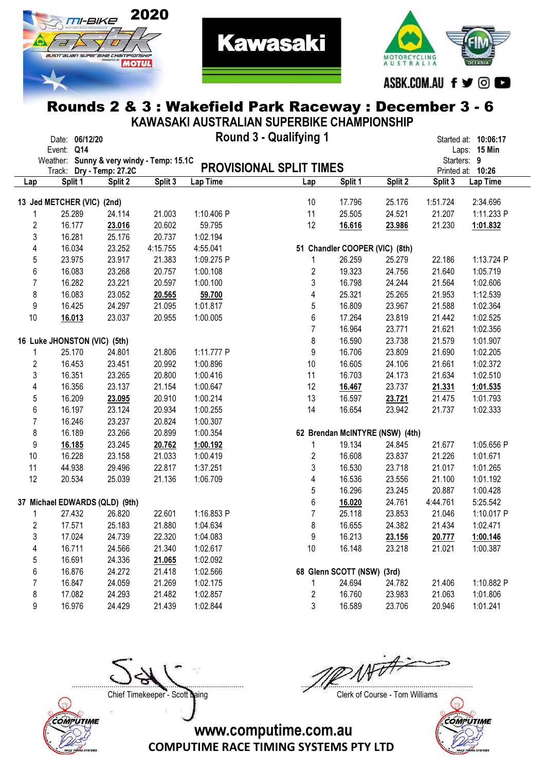# Rounds 2 & 3 : Wakefield Park Raceway : December 3 - 6

## KAWASAKI AUSTRALIAN SUPERBIKE CHAMPIONSHIP

### Round 3 - Qualifying 1

Date: 06/12/20
Event: Q14
Weather: Sunny & very windy - Temp: 15.1C
Track: Dry - Temp: 27.2C

Started at: 10:06:17
Laps: 15 Min
Starters: 9
Printed at: 10:26

### PROVISIONAL SPLIT TIMES

**13 Jed METCHER (VIC) (2nd)**

| Lap | Split 1 | Split 2 | Split 3 | Lap Time |
|---|---|---|---|---|
| 1 | 25.289 | 24.114 | 21.003 | 1:10.406 P |
| 2 | 16.177 | **23.016** | 20.602 | 59.795 |
| 3 | 16.281 | 25.176 | 20.737 | 1:02.194 |
| 4 | 16.034 | 23.252 | 4:15.755 | 4:55.041 |
| 5 | 23.975 | 23.917 | 21.383 | 1:09.275 P |
| 6 | 16.083 | 23.268 | 20.757 | 1:00.108 |
| 7 | 16.282 | 23.221 | 20.597 | 1:00.100 |
| 8 | 16.083 | 23.052 | **20.565** | **59.700** |
| 9 | 16.425 | 24.297 | 21.095 | 1:01.817 |
| 10 | **16.013** | 23.037 | 20.955 | 1:00.005 |

**16 Luke JHONSTON (VIC) (5th)**

| Lap | Split 1 | Split 2 | Split 3 | Lap Time |
|---|---|---|---|---|
| 1 | 25.170 | 24.801 | 21.806 | 1:11.777 P |
| 2 | 16.453 | 23.451 | 20.992 | 1:00.896 |
| 3 | 16.351 | 23.265 | 20.800 | 1:00.416 |
| 4 | 16.356 | 23.137 | 21.154 | 1:00.647 |
| 5 | 16.209 | **23.095** | 20.910 | 1:00.214 |
| 6 | 16.197 | 23.124 | 20.934 | 1:00.255 |
| 7 | 16.246 | 23.237 | 20.824 | 1:00.307 |
| 8 | 16.189 | 23.266 | 20.899 | 1:00.354 |
| 9 | **16.185** | 23.245 | **20.762** | **1:00.192** |
| 10 | 16.228 | 23.158 | 21.033 | 1:00.419 |
| 11 | 44.938 | 29.496 | 22.817 | 1:37.251 |
| 12 | 20.534 | 25.039 | 21.136 | 1:06.709 |

**37 Michael EDWARDS (QLD) (9th)**

| Lap | Split 1 | Split 2 | Split 3 | Lap Time |
|---|---|---|---|---|
| 1 | 27.432 | 26.820 | 22.601 | 1:16.853 P |
| 2 | 17.571 | 25.183 | 21.880 | 1:04.634 |
| 3 | 17.024 | 24.739 | 22.320 | 1:04.083 |
| 4 | 16.711 | 24.566 | 21.340 | 1:02.617 |
| 5 | 16.691 | 24.336 | **21.065** | 1:02.092 |
| 6 | 16.876 | 24.272 | 21.418 | 1:02.566 |
| 7 | 16.847 | 24.059 | 21.269 | 1:02.175 |
| 8 | 17.082 | 24.293 | 21.482 | 1:02.857 |
| 9 | 16.976 | 24.429 | 21.439 | 1:02.844 |
| 10 | 17.796 | 25.176 | 1:51.724 | 2:34.696 |
| 11 | 25.505 | 24.521 | 21.207 | 1:11.233 P |
| 12 | **16.616** | **23.986** | 21.230 | **1:01.832** |

**51 Chandler COOPER (VIC) (8th)**

| Lap | Split 1 | Split 2 | Split 3 | Lap Time |
|---|---|---|---|---|
| 1 | 26.259 | 25.279 | 22.186 | 1:13.724 P |
| 2 | 19.323 | 24.756 | 21.640 | 1:05.719 |
| 3 | 16.798 | 24.244 | 21.564 | 1:02.606 |
| 4 | 25.321 | 25.265 | 21.953 | 1:12.539 |
| 5 | 16.809 | 23.967 | 21.588 | 1:02.364 |
| 6 | 17.264 | 23.819 | 21.442 | 1:02.525 |
| 7 | 16.964 | 23.771 | 21.621 | 1:02.356 |
| 8 | 16.590 | 23.738 | 21.579 | 1:01.907 |
| 9 | 16.706 | 23.809 | 21.690 | 1:02.205 |
| 10 | 16.605 | 24.106 | 21.661 | 1:02.372 |
| 11 | 16.703 | 24.173 | 21.634 | 1:02.510 |
| 12 | **16.467** | 23.737 | **21.331** | **1:01.535** |
| 13 | 16.597 | **23.721** | 21.475 | 1:01.793 |
| 14 | 16.654 | 23.942 | 21.737 | 1:02.333 |

**62 Brendan McINTYRE (NSW) (4th)**

| Lap | Split 1 | Split 2 | Split 3 | Lap Time |
|---|---|---|---|---|
| 1 | 19.134 | 24.845 | 21.677 | 1:05.656 P |
| 2 | 16.608 | 23.837 | 21.226 | 1:01.671 |
| 3 | 16.530 | 23.718 | 21.017 | 1:01.265 |
| 4 | 16.536 | 23.556 | 21.100 | 1:01.192 |
| 5 | 16.296 | 23.245 | 20.887 | 1:00.428 |
| 6 | **16.020** | 24.761 | 4:44.761 | 5:25.542 |
| 7 | 25.118 | 23.853 | 21.046 | 1:10.017 P |
| 8 | 16.655 | 24.382 | 21.434 | 1:02.471 |
| 9 | 16.213 | **23.156** | **20.777** | **1:00.146** |
| 10 | 16.148 | 23.218 | 21.021 | 1:00.387 |

**68 Glenn SCOTT (NSW) (3rd)**

| Lap | Split 1 | Split 2 | Split 3 | Lap Time |
|---|---|---|---|---|
| 1 | 24.694 | 24.782 | 21.406 | 1:10.882 P |
| 2 | 16.760 | 23.983 | 21.063 | 1:01.806 |
| 3 | 16.589 | 23.706 | 20.946 | 1:01.241 |

Chief Timekeeper - Scott Laing

Clerk of Course - Tom Williams

www.computime.com.au
COMPUTIME RACE TIMING SYSTEMS PTY LTD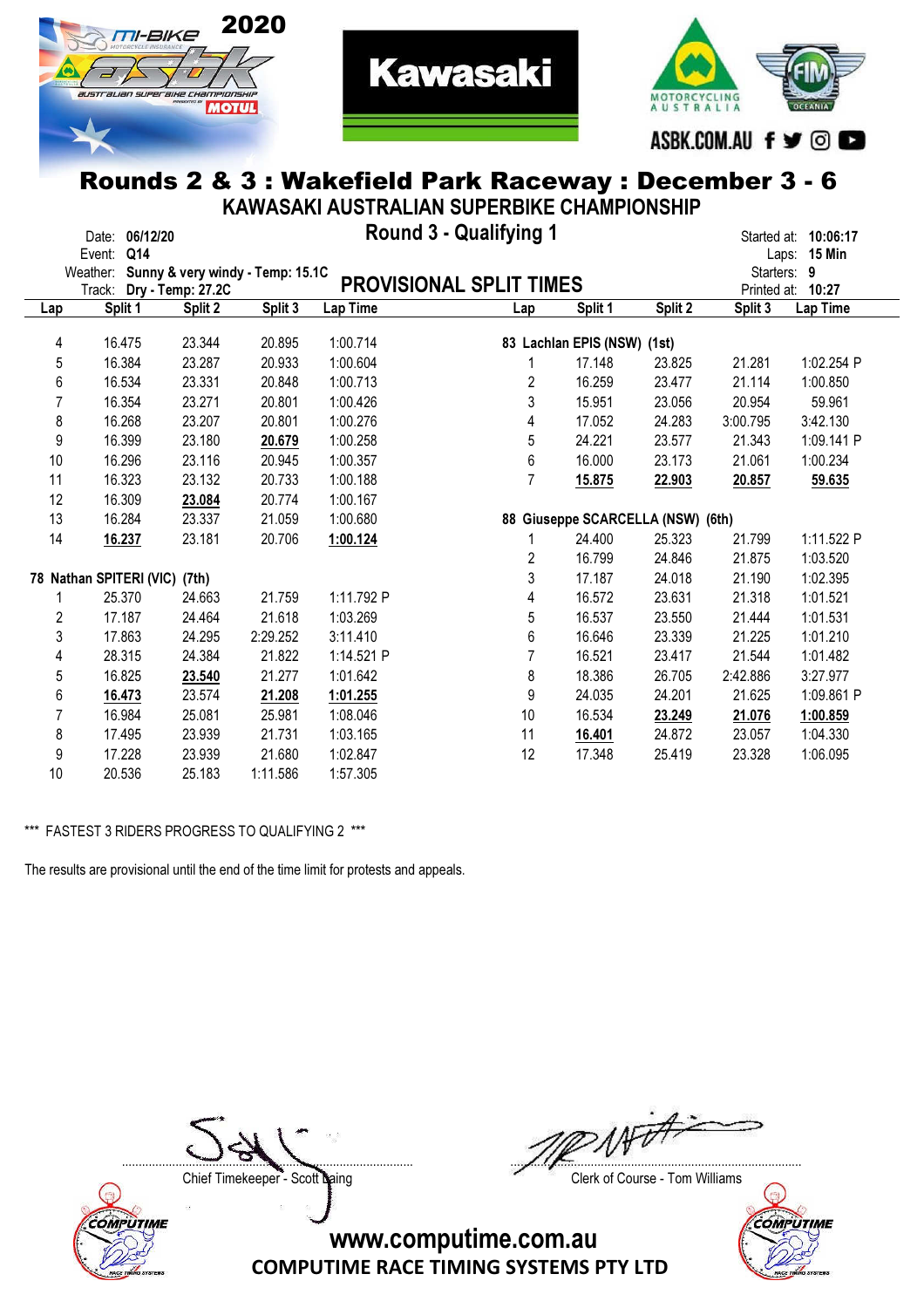# Rounds 2 & 3 : Wakefield Park Raceway : December 3 - 6

## KAWASAKI AUSTRALIAN SUPERBIKE CHAMPIONSHIP

### Round 3 - Qualifying 1

### PROVISIONAL SPLIT TIMES

Date: **06/12/20**
Event: **Q14**
Weather: **Sunny & very windy - Temp: 15.1C**
Track: **Dry - Temp: 27.2C**

Started at: **10:06:17**
Laps: **15 Min**
Starters: **9**
Printed at: **10:27**

| Lap | Split 1 | Split 2 | Split 3 | Lap Time |
|---|---|---|---|---|
| 4 | 16.475 | 23.344 | 20.895 | 1:00.714 |
| 5 | 16.384 | 23.287 | 20.933 | 1:00.604 |
| 6 | 16.534 | 23.331 | 20.848 | 1:00.713 |
| 7 | 16.354 | 23.271 | 20.801 | 1:00.426 |
| 8 | 16.268 | 23.207 | 20.801 | 1:00.276 |
| 9 | 16.399 | 23.180 | **20.679** | 1:00.258 |
| 10 | 16.296 | 23.116 | 20.945 | 1:00.357 |
| 11 | 16.323 | 23.132 | 20.733 | 1:00.188 |
| 12 | 16.309 | **23.084** | 20.774 | 1:00.167 |
| 13 | 16.284 | 23.337 | 21.059 | 1:00.680 |
| 14 | **16.237** | 23.181 | 20.706 | **1:00.124** |

**78 Nathan SPITERI (VIC) (7th)**

| Lap | Split 1 | Split 2 | Split 3 | Lap Time |
|---|---|---|---|---|
| 1 | 25.370 | 24.663 | 21.759 | 1:11.792 P |
| 2 | 17.187 | 24.464 | 21.618 | 1:03.269 |
| 3 | 17.863 | 24.295 | 2:29.252 | 3:11.410 |
| 4 | 28.315 | 24.384 | 21.822 | 1:14.521 P |
| 5 | 16.825 | **23.540** | 21.277 | 1:01.642 |
| 6 | **16.473** | 23.574 | **21.208** | **1:01.255** |
| 7 | 16.984 | 25.081 | 25.981 | 1:08.046 |
| 8 | 17.495 | 23.939 | 21.731 | 1:03.165 |
| 9 | 17.228 | 23.939 | 21.680 | 1:02.847 |
| 10 | 20.536 | 25.183 | 1:11.586 | 1:57.305 |

**83 Lachlan EPIS (NSW) (1st)**

| Lap | Split 1 | Split 2 | Split 3 | Lap Time |
|---|---|---|---|---|
| 1 | 17.148 | 23.825 | 21.281 | 1:02.254 P |
| 2 | 16.259 | 23.477 | 21.114 | 1:00.850 |
| 3 | 15.951 | 23.056 | 20.954 | 59.961 |
| 4 | 17.052 | 24.283 | 3:00.795 | 3:42.130 |
| 5 | 24.221 | 23.577 | 21.343 | 1:09.141 P |
| 6 | 16.000 | 23.173 | 21.061 | 1:00.234 |
| 7 | **15.875** | **22.903** | **20.857** | **59.635** |

**88 Giuseppe SCARCELLA (NSW) (6th)**

| Lap | Split 1 | Split 2 | Split 3 | Lap Time |
|---|---|---|---|---|
| 1 | 24.400 | 25.323 | 21.799 | 1:11.522 P |
| 2 | 16.799 | 24.846 | 21.875 | 1:03.520 |
| 3 | 17.187 | 24.018 | 21.190 | 1:02.395 |
| 4 | 16.572 | 23.631 | 21.318 | 1:01.521 |
| 5 | 16.537 | 23.550 | 21.444 | 1:01.531 |
| 6 | 16.646 | 23.339 | 21.225 | 1:01.210 |
| 7 | 16.521 | 23.417 | 21.544 | 1:01.482 |
| 8 | 18.386 | 26.705 | 2:42.886 | 3:27.977 |
| 9 | 24.035 | 24.201 | 21.625 | 1:09.861 P |
| 10 | 16.534 | **23.249** | **21.076** | **1:00.859** |
| 11 | 17.348 | 24.872 | 23.057 | 1:04.330 |
| 12 | 17.348 | 25.419 | 23.328 | 1:06.095 |

*** FASTEST 3 RIDERS PROGRESS TO QUALIFYING 2 ***

The results are provisional until the end of the time limit for protests and appeals.

Chief Timekeeper - Scott Laing

Clerk of Course - Tom Williams

www.computime.com.au
COMPUTIME RACE TIMING SYSTEMS PTY LTD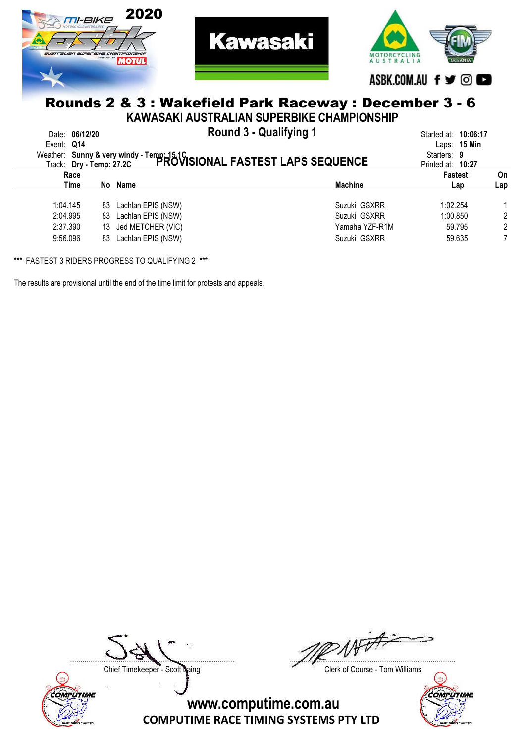# Rounds 2 & 3 : Wakefield Park Raceway : December 3 - 6

## KAWASAKI AUSTRALIAN SUPERBIKE CHAMPIONSHIP

### Round 3 - Qualifying 1

### PROVISIONAL FASTEST LAPS SEQUENCE

Date: **06/12/20**
Event: **Q14**
Weather: **Sunny & very windy - Temp: 15.1C**
Track: **Dry - Temp: 27.2C**

Started at: **10:06:17**
Laps: **15 Min**
Starters: **9**
Printed at: **10:27**

| Race Time | No | Name | Machine | Fastest Lap | On Lap |
|---|---|---|---|---|---|
| 1:04.145 | 83 | Lachlan EPIS (NSW) | Suzuki GSXRR | 1:02.254 | 1 |
| 2:04.995 | 83 | Lachlan EPIS (NSW) | Suzuki GSXRR | 1:00.850 | 2 |
| 2:37.390 | 13 | Jed METCHER (VIC) | Yamaha YZF-R1M | 59.795 | 2 |
| 9:56.096 | 83 | Lachlan EPIS (NSW) | Suzuki GSXRR | 59.635 | 7 |

*** FASTEST 3 RIDERS PROGRESS TO QUALIFYING 2 ***

The results are provisional until the end of the time limit for protests and appeals.

Chief Timekeeper - Scott Laing

Clerk of Course - Tom Williams

www.computime.com.au
COMPUTIME RACE TIMING SYSTEMS PTY LTD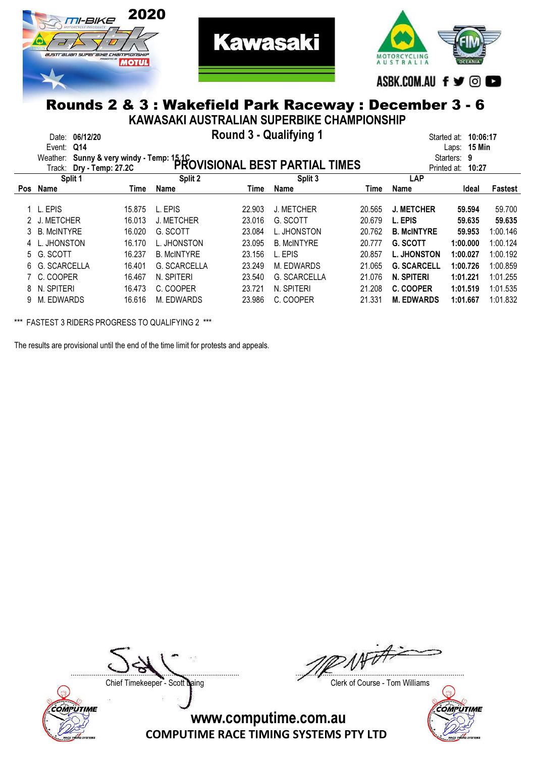# Rounds 2 & 3 : Wakefield Park Raceway : December 3 - 6

## KAWASAKI AUSTRALIAN SUPERBIKE CHAMPIONSHIP

### Round 3 - Qualifying 1

Date: **06/12/20**
Event: **Q14**
Weather: **Sunny & very windy - Temp: 15.1C**
Track: **Dry - Temp: 27.2C**

Started at: **10:06:17**
Laps: **15 Min**
Starters: **9**
Printed at: **10:27**

### PROVISIONAL BEST PARTIAL TIMES

| Pos | Split 1 Name | Time | Split 2 Name | Time | Split 3 Name | Time | LAP Name | Ideal | Fastest |
|---|---|---|---|---|---|---|---|---|---|
| 1 | L. EPIS | 15.875 | L. EPIS | 22.903 | J. METCHER | 20.565 | **J. METCHER** | **59.594** | 59.700 |
| 2 | J. METCHER | 16.013 | J. METCHER | 23.016 | G. SCOTT | 20.679 | **L. EPIS** | **59.635** | **59.635** |
| 3 | B. McINTYRE | 16.020 | G. SCOTT | 23.084 | L. JHONSTON | 20.762 | **B. McINTYRE** | **59.953** | 1:00.146 |
| 4 | L. JHONSTON | 16.170 | L. JHONSTON | 23.095 | B. McINTYRE | 20.777 | **G. SCOTT** | **1:00.000** | 1:00.124 |
| 5 | G. SCOTT | 16.237 | B. McINTYRE | 23.156 | L. EPIS | 20.857 | **L. JHONSTON** | **1:00.027** | 1:00.192 |
| 6 | G. SCARCELLA | 16.401 | G. SCARCELLA | 23.249 | M. EDWARDS | 21.065 | **G. SCARCELL** | **1:00.726** | 1:00.859 |
| 7 | C. COOPER | 16.467 | N. SPITERI | 23.540 | G. SCARCELLA | 21.076 | **N. SPITERI** | **1:01.221** | 1:01.255 |
| 8 | N. SPITERI | 16.473 | C. COOPER | 23.721 | N. SPITERI | 21.208 | **C. COOPER** | **1:01.519** | 1:01.535 |
| 9 | M. EDWARDS | 16.616 | M. EDWARDS | 23.986 | C. COOPER | 21.331 | **M. EDWARDS** | **1:01.667** | 1:01.832 |

*** FASTEST 3 RIDERS PROGRESS TO QUALIFYING 2 ***

The results are provisional until the end of the time limit for protests and appeals.

Chief Timekeeper - Scott Laing

Clerk of Course - Tom Williams

www.computime.com.au
COMPUTIME RACE TIMING SYSTEMS PTY LTD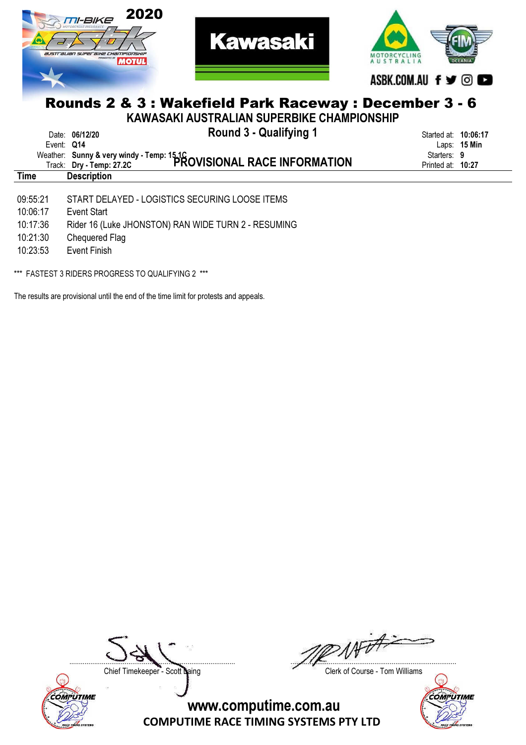## Rounds 2 & 3 : Wakefield Park Raceway : December 3 - 6

### KAWASAKI AUSTRALIAN SUPERBIKE CHAMPIONSHIP

### Round 3 - Qualifying 1

Date: **06/12/20**
Event: **Q14**
Weather: **Sunny & very windy - Temp: 15.1C**
Track: **Dry - Temp: 27.2C**

Started at: **10:06:17**
Laps: **15 Min**
Starters: **9**
Printed at: **10:27**

### PROVISIONAL RACE INFORMATION

| Time | Description |
|---|---|
| 09:55:21 | START DELAYED - LOGISTICS SECURING LOOSE ITEMS |
| 10:06:17 | Event Start |
| 10:17:36 | Rider 16 (Luke JHONSTON) RAN WIDE TURN 2 - RESUMING |
| 10:21:30 | Chequered Flag |
| 10:23:53 | Event Finish |

*** FASTEST 3 RIDERS PROGRESS TO QUALIFYING 2 ***

The results are provisional until the end of the time limit for protests and appeals.

Chief Timekeeper - Scott Laing

Clerk of Course - Tom Williams

www.computime.com.au
COMPUTIME RACE TIMING SYSTEMS PTY LTD